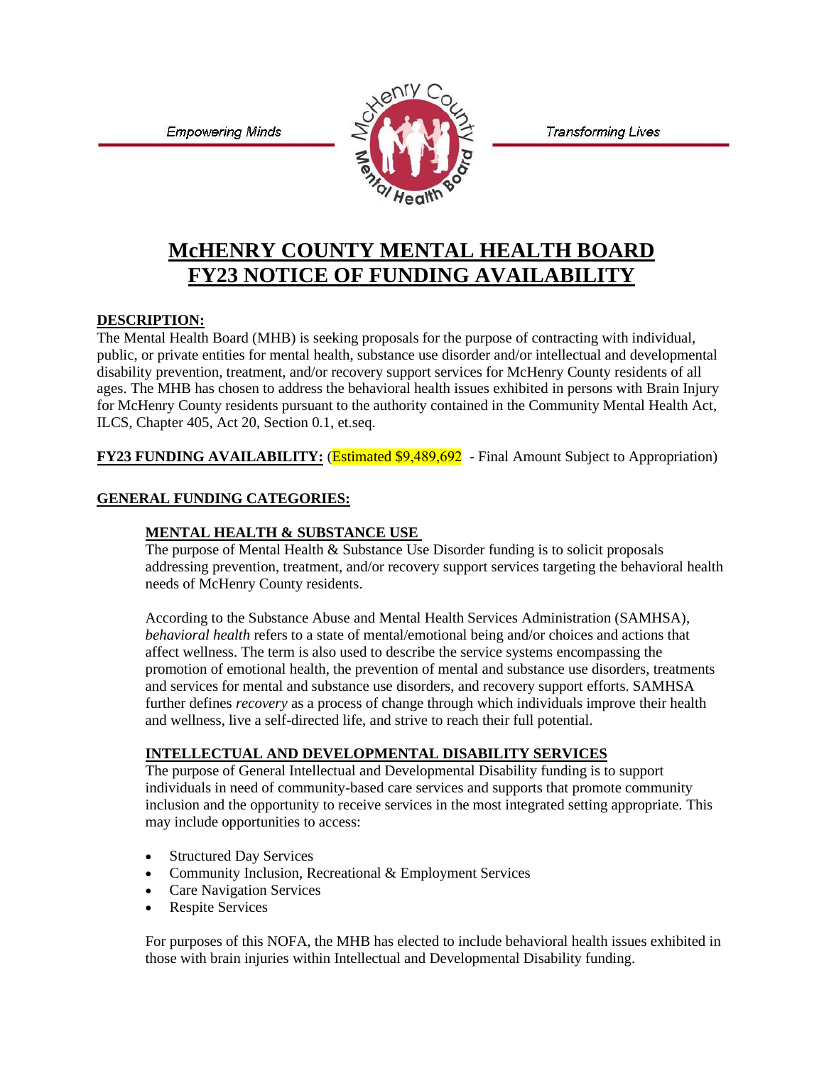Empowering Minds Transforming Lives

# McHENRY COUNTY MENTAL HEALTH BOARD
# FY23 NOTICE OF FUNDING AVAILABILITY

## DESCRIPTION:

The Mental Health Board (MHB) is seeking proposals for the purpose of contracting with individual, public, or private entities for mental health, substance use disorder and/or intellectual and developmental disability prevention, treatment, and/or recovery support services for McHenry County residents of all ages. The MHB has chosen to address the behavioral health issues exhibited in persons with Brain Injury for McHenry County residents pursuant to the authority contained in the Community Mental Health Act, ILCS, Chapter 405, Act 20, Section 0.1, et.seq.

**FY23 FUNDING AVAILABILITY:** (Estimated $9,489,692 - Final Amount Subject to Appropriation)

## GENERAL FUNDING CATEGORIES:

### MENTAL HEALTH & SUBSTANCE USE

The purpose of Mental Health & Substance Use Disorder funding is to solicit proposals addressing prevention, treatment, and/or recovery support services targeting the behavioral health needs of McHenry County residents.

According to the Substance Abuse and Mental Health Services Administration (SAMHSA), *behavioral health* refers to a state of mental/emotional being and/or choices and actions that affect wellness. The term is also used to describe the service systems encompassing the promotion of emotional health, the prevention of mental and substance use disorders, treatments and services for mental and substance use disorders, and recovery support efforts. SAMHSA further defines *recovery* as a process of change through which individuals improve their health and wellness, live a self-directed life, and strive to reach their full potential.

### INTELLECTUAL AND DEVELOPMENTAL DISABILITY SERVICES

The purpose of General Intellectual and Developmental Disability funding is to support individuals in need of community-based care services and supports that promote community inclusion and the opportunity to receive services in the most integrated setting appropriate. This may include opportunities to access:

- Structured Day Services
- Community Inclusion, Recreational & Employment Services
- Care Navigation Services
- Respite Services

For purposes of this NOFA, the MHB has elected to include behavioral health issues exhibited in those with brain injuries within Intellectual and Developmental Disability funding.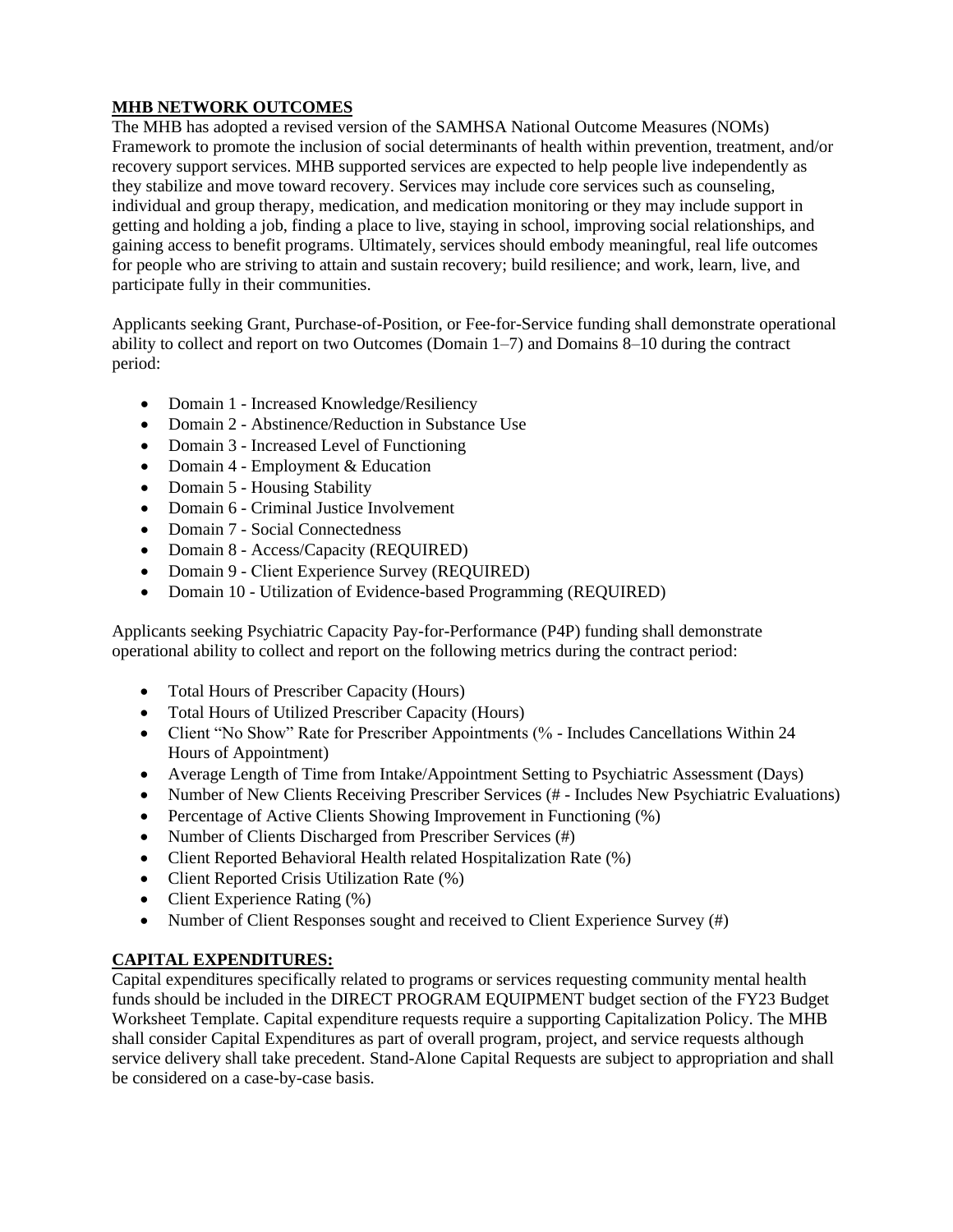**MHB NETWORK OUTCOMES**

The MHB has adopted a revised version of the SAMHSA National Outcome Measures (NOMs) Framework to promote the inclusion of social determinants of health within prevention, treatment, and/or recovery support services. MHB supported services are expected to help people live independently as they stabilize and move toward recovery. Services may include core services such as counseling, individual and group therapy, medication, and medication monitoring or they may include support in getting and holding a job, finding a place to live, staying in school, improving social relationships, and gaining access to benefit programs. Ultimately, services should embody meaningful, real life outcomes for people who are striving to attain and sustain recovery; build resilience; and work, learn, live, and participate fully in their communities.

Applicants seeking Grant, Purchase-of-Position, or Fee-for-Service funding shall demonstrate operational ability to collect and report on two Outcomes (Domain 1–7) and Domains 8–10 during the contract period:

- Domain 1 - Increased Knowledge/Resiliency
- Domain 2 - Abstinence/Reduction in Substance Use
- Domain 3 - Increased Level of Functioning
- Domain 4 - Employment & Education
- Domain 5 - Housing Stability
- Domain 6 - Criminal Justice Involvement
- Domain 7 - Social Connectedness
- Domain 8 - Access/Capacity (REQUIRED)
- Domain 9 - Client Experience Survey (REQUIRED)
- Domain 10 - Utilization of Evidence-based Programming (REQUIRED)

Applicants seeking Psychiatric Capacity Pay-for-Performance (P4P) funding shall demonstrate operational ability to collect and report on the following metrics during the contract period:

- Total Hours of Prescriber Capacity (Hours)
- Total Hours of Utilized Prescriber Capacity (Hours)
- Client "No Show" Rate for Prescriber Appointments (% - Includes Cancellations Within 24 Hours of Appointment)
- Average Length of Time from Intake/Appointment Setting to Psychiatric Assessment (Days)
- Number of New Clients Receiving Prescriber Services (# - Includes New Psychiatric Evaluations)
- Percentage of Active Clients Showing Improvement in Functioning (%)
- Number of Clients Discharged from Prescriber Services (#)
- Client Reported Behavioral Health related Hospitalization Rate (%)
- Client Reported Crisis Utilization Rate (%)
- Client Experience Rating (%)
- Number of Client Responses sought and received to Client Experience Survey (#)

**CAPITAL EXPENDITURES:**

Capital expenditures specifically related to programs or services requesting community mental health funds should be included in the DIRECT PROGRAM EQUIPMENT budget section of the FY23 Budget Worksheet Template. Capital expenditure requests require a supporting Capitalization Policy. The MHB shall consider Capital Expenditures as part of overall program, project, and service requests although service delivery shall take precedent. Stand-Alone Capital Requests are subject to appropriation and shall be considered on a case-by-case basis.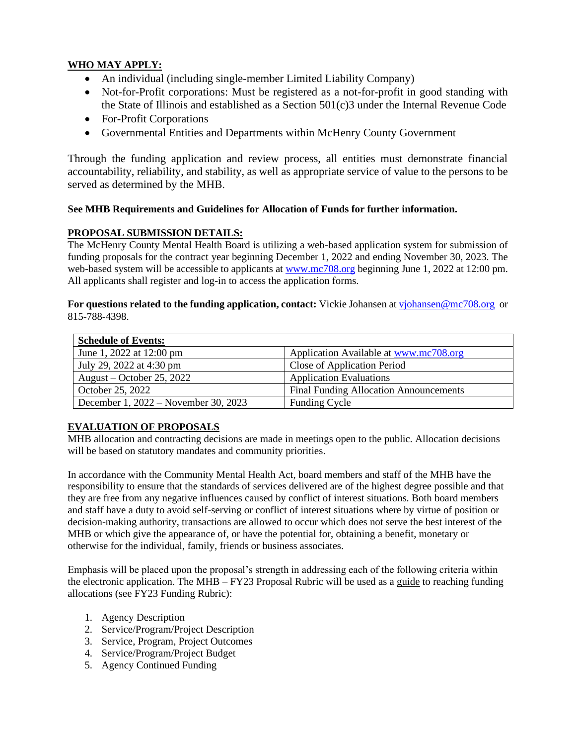**WHO MAY APPLY:**

- An individual (including single-member Limited Liability Company)
- Not-for-Profit corporations: Must be registered as a not-for-profit in good standing with the State of Illinois and established as a Section 501(c)3 under the Internal Revenue Code
- For-Profit Corporations
- Governmental Entities and Departments within McHenry County Government

Through the funding application and review process, all entities must demonstrate financial accountability, reliability, and stability, as well as appropriate service of value to the persons to be served as determined by the MHB.

**See MHB Requirements and Guidelines for Allocation of Funds for further information.**

**PROPOSAL SUBMISSION DETAILS:**

The McHenry County Mental Health Board is utilizing a web-based application system for submission of funding proposals for the contract year beginning December 1, 2022 and ending November 30, 2023. The web-based system will be accessible to applicants at www.mc708.org beginning June 1, 2022 at 12:00 pm. All applicants shall register and log-in to access the application forms.

**For questions related to the funding application, contact:** Vickie Johansen at vjohansen@mc708.org or 815-788-4398.

| Schedule of Events: | |
|---|---|
| June 1, 2022 at 12:00 pm | Application Available at www.mc708.org |
| July 29, 2022 at 4:30 pm | Close of Application Period |
| August – October 25, 2022 | Application Evaluations |
| October 25, 2022 | Final Funding Allocation Announcements |
| December 1, 2022 – November 30, 2023 | Funding Cycle |

**EVALUATION OF PROPOSALS**

MHB allocation and contracting decisions are made in meetings open to the public. Allocation decisions will be based on statutory mandates and community priorities.

In accordance with the Community Mental Health Act, board members and staff of the MHB have the responsibility to ensure that the standards of services delivered are of the highest degree possible and that they are free from any negative influences caused by conflict of interest situations. Both board members and staff have a duty to avoid self-serving or conflict of interest situations where by virtue of position or decision-making authority, transactions are allowed to occur which does not serve the best interest of the MHB or which give the appearance of, or have the potential for, obtaining a benefit, monetary or otherwise for the individual, family, friends or business associates.

Emphasis will be placed upon the proposal's strength in addressing each of the following criteria within the electronic application. The MHB – FY23 Proposal Rubric will be used as a guide to reaching funding allocations (see FY23 Funding Rubric):

1. Agency Description
2. Service/Program/Project Description
3. Service, Program, Project Outcomes
4. Service/Program/Project Budget
5. Agency Continued Funding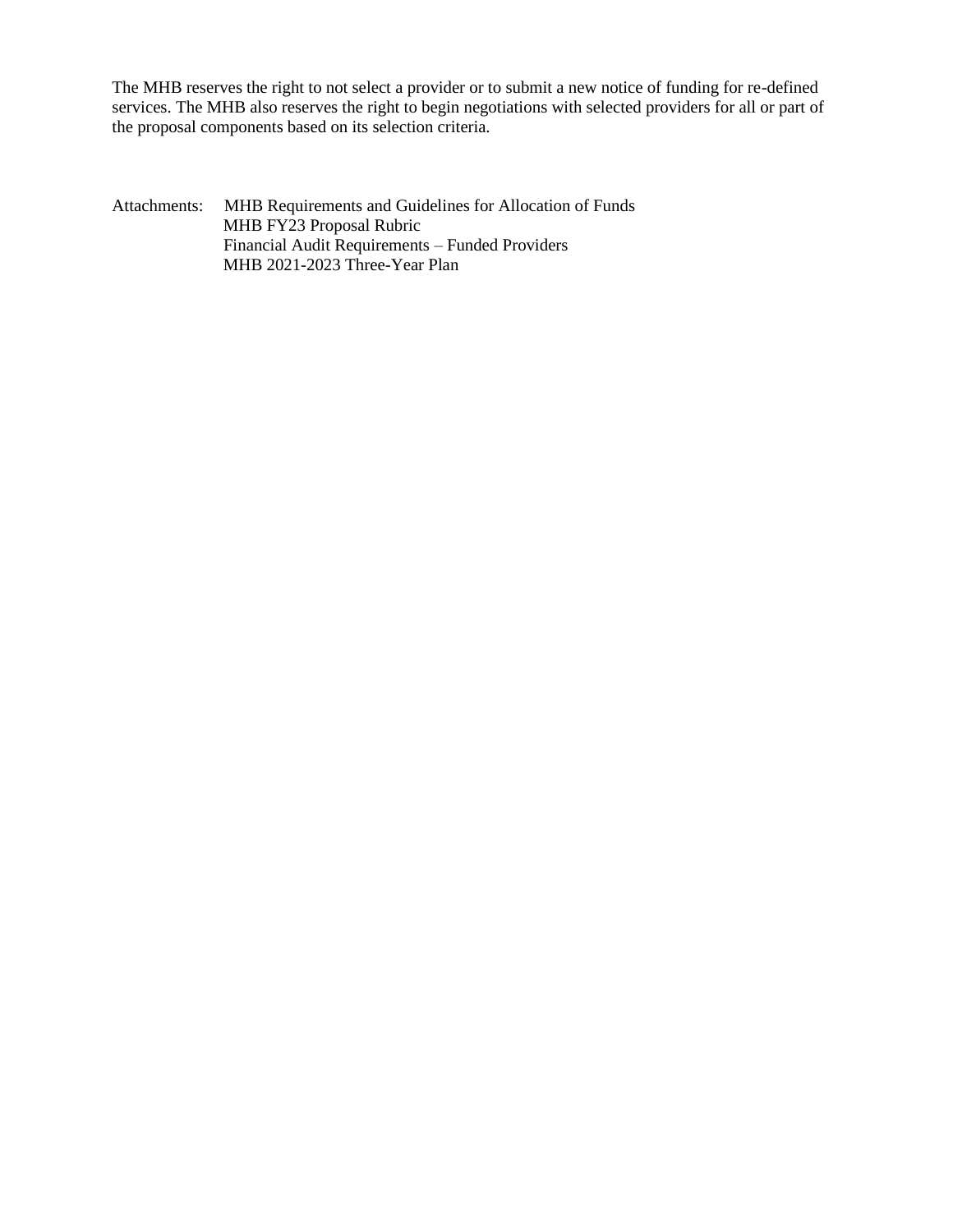The MHB reserves the right to not select a provider or to submit a new notice of funding for re-defined services. The MHB also reserves the right to begin negotiations with selected providers for all or part of the proposal components based on its selection criteria.

Attachments: MHB Requirements and Guidelines for Allocation of Funds
MHB FY23 Proposal Rubric
Financial Audit Requirements – Funded Providers
MHB 2021-2023 Three-Year Plan